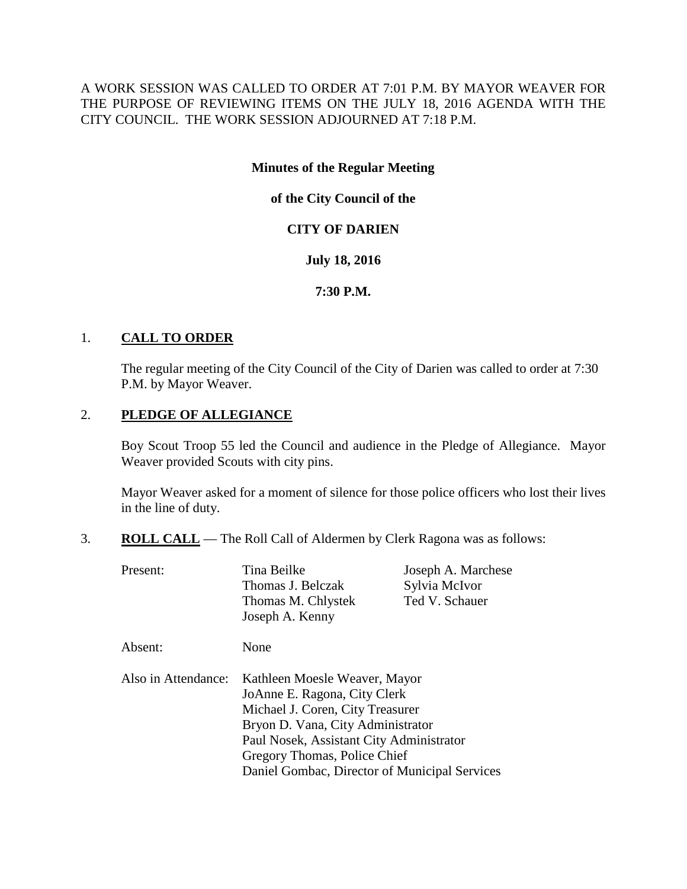A WORK SESSION WAS CALLED TO ORDER AT 7:01 P.M. BY MAYOR WEAVER FOR THE PURPOSE OF REVIEWING ITEMS ON THE JULY 18, 2016 AGENDA WITH THE CITY COUNCIL. THE WORK SESSION ADJOURNED AT 7:18 P.M.

**Minutes of the Regular Meeting**

**of the City Council of the**

**CITY OF DARIEN**

**July 18, 2016**

**7:30 P.M.**

1. **CALL TO ORDER**

   The regular meeting of the City Council of the City of Darien was called to order at 7:30 P.M. by Mayor Weaver.

2. **PLEDGE OF ALLEGIANCE**

   Boy Scout Troop 55 led the Council and audience in the Pledge of Allegiance. Mayor Weaver provided Scouts with city pins.

   Mayor Weaver asked for a moment of silence for those police officers who lost their lives in the line of duty.

3. **ROLL CALL** — The Roll Call of Aldermen by Clerk Ragona was as follows:

   Present:
   - Tina Beilke
   - Thomas J. Belczak
   - Thomas M. Chlystek
   - Joseph A. Kenny
   - Joseph A. Marchese
   - Sylvia McIvor
   - Ted V. Schauer

   Absent: None

   Also in Attendance:
   - Kathleen Moesle Weaver, Mayor
   - JoAnne E. Ragona, City Clerk
   - Michael J. Coren, City Treasurer
   - Bryon D. Vana, City Administrator
   - Paul Nosek, Assistant City Administrator
   - Gregory Thomas, Police Chief
   - Daniel Gombac, Director of Municipal Services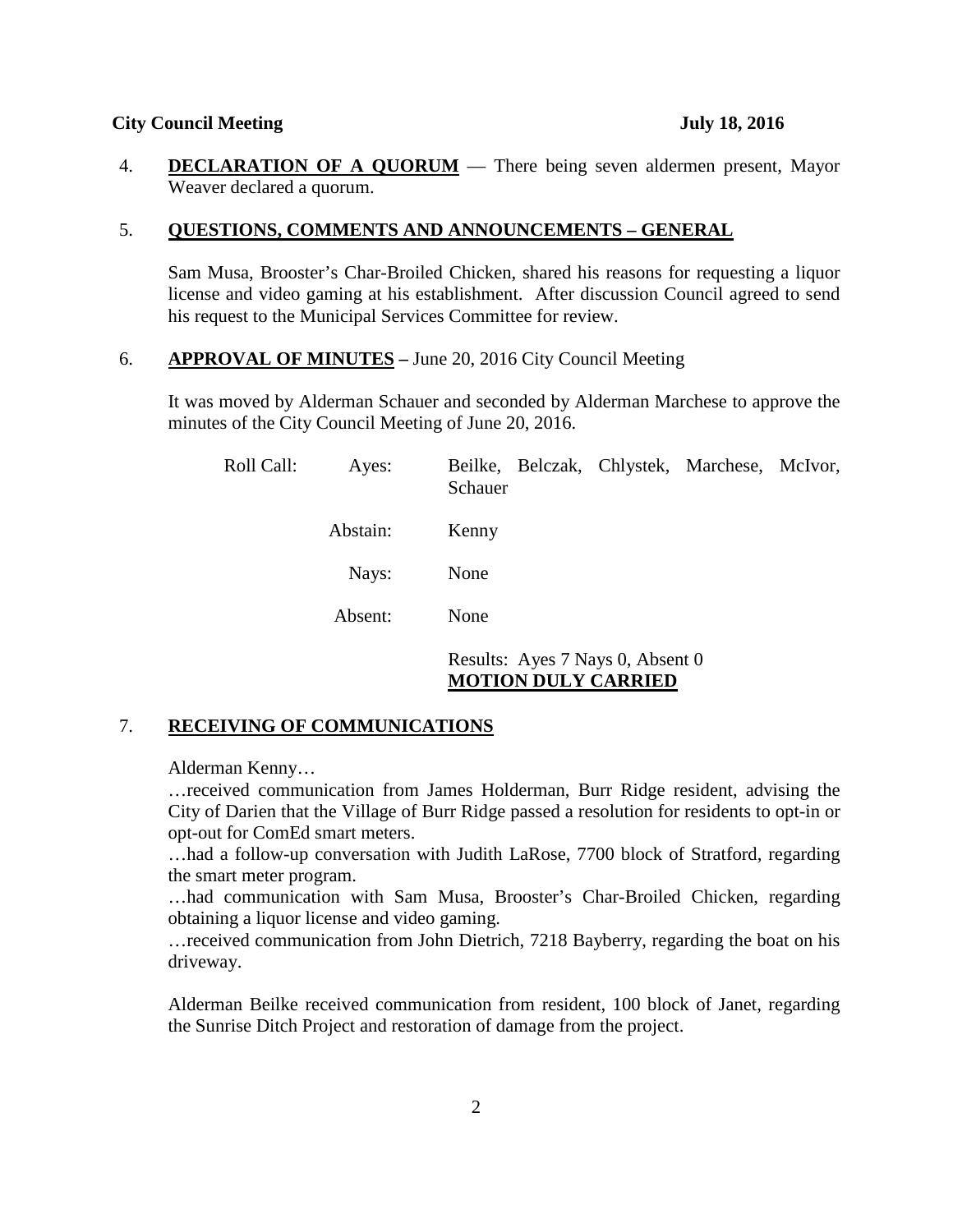**City Council Meeting** **July 18, 2016**

4. **DECLARATION OF A QUORUM** — There being seven aldermen present, Mayor Weaver declared a quorum.

5. **QUESTIONS, COMMENTS AND ANNOUNCEMENTS – GENERAL**

   Sam Musa, Brooster's Char-Broiled Chicken, shared his reasons for requesting a liquor license and video gaming at his establishment. After discussion Council agreed to send his request to the Municipal Services Committee for review.

6. **APPROVAL OF MINUTES –** June 20, 2016 City Council Meeting

   It was moved by Alderman Schauer and seconded by Alderman Marchese to approve the minutes of the City Council Meeting of June 20, 2016.

| Roll Call: | Ayes: | Beilke, Belczak, Chlystek, Marchese, McIvor, Schauer |
|---|---|---|
| | Abstain: | Kenny |
| | Nays: | None |
| | Absent: | None |
| | | Results: Ayes 7 Nays 0, Absent 0 **MOTION DULY CARRIED** |

7. **RECEIVING OF COMMUNICATIONS**

   Alderman Kenny…
   …received communication from James Holderman, Burr Ridge resident, advising the City of Darien that the Village of Burr Ridge passed a resolution for residents to opt-in or opt-out for ComEd smart meters.
   …had a follow-up conversation with Judith LaRose, 7700 block of Stratford, regarding the smart meter program.
   …had communication with Sam Musa, Brooster's Char-Broiled Chicken, regarding obtaining a liquor license and video gaming.
   …received communication from John Dietrich, 7218 Bayberry, regarding the boat on his driveway.

   Alderman Beilke received communication from resident, 100 block of Janet, regarding the Sunrise Ditch Project and restoration of damage from the project.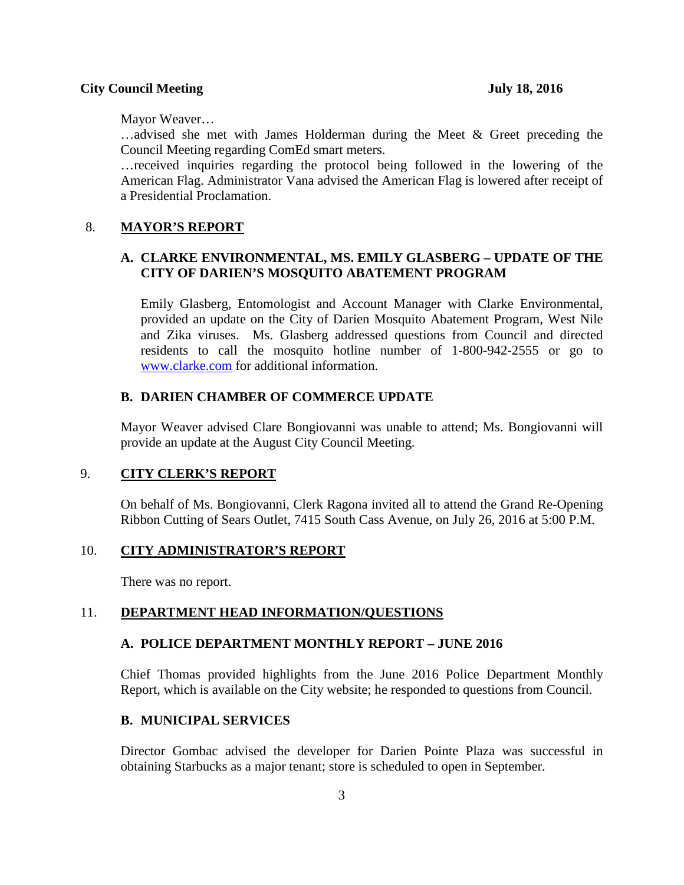Mayor Weaver…

…advised she met with James Holderman during the Meet & Greet preceding the Council Meeting regarding ComEd smart meters.

…received inquiries regarding the protocol being followed in the lowering of the American Flag. Administrator Vana advised the American Flag is lowered after receipt of a Presidential Proclamation.

## 8. MAYOR'S REPORT

### A. CLARKE ENVIRONMENTAL, MS. EMILY GLASBERG – UPDATE OF THE CITY OF DARIEN'S MOSQUITO ABATEMENT PROGRAM

Emily Glasberg, Entomologist and Account Manager with Clarke Environmental, provided an update on the City of Darien Mosquito Abatement Program, West Nile and Zika viruses. Ms. Glasberg addressed questions from Council and directed residents to call the mosquito hotline number of 1-800-942-2555 or go to [www.clarke.com](www.clarke.com) for additional information.

### B. DARIEN CHAMBER OF COMMERCE UPDATE

Mayor Weaver advised Clare Bongiovanni was unable to attend; Ms. Bongiovanni will provide an update at the August City Council Meeting.

## 9. CITY CLERK'S REPORT

On behalf of Ms. Bongiovanni, Clerk Ragona invited all to attend the Grand Re-Opening Ribbon Cutting of Sears Outlet, 7415 South Cass Avenue, on July 26, 2016 at 5:00 P.M.

## 10. CITY ADMINISTRATOR'S REPORT

There was no report.

## 11. DEPARTMENT HEAD INFORMATION/QUESTIONS

### A. POLICE DEPARTMENT MONTHLY REPORT – JUNE 2016

Chief Thomas provided highlights from the June 2016 Police Department Monthly Report, which is available on the City website; he responded to questions from Council.

### B. MUNICIPAL SERVICES

Director Gombac advised the developer for Darien Pointe Plaza was successful in obtaining Starbucks as a major tenant; store is scheduled to open in September.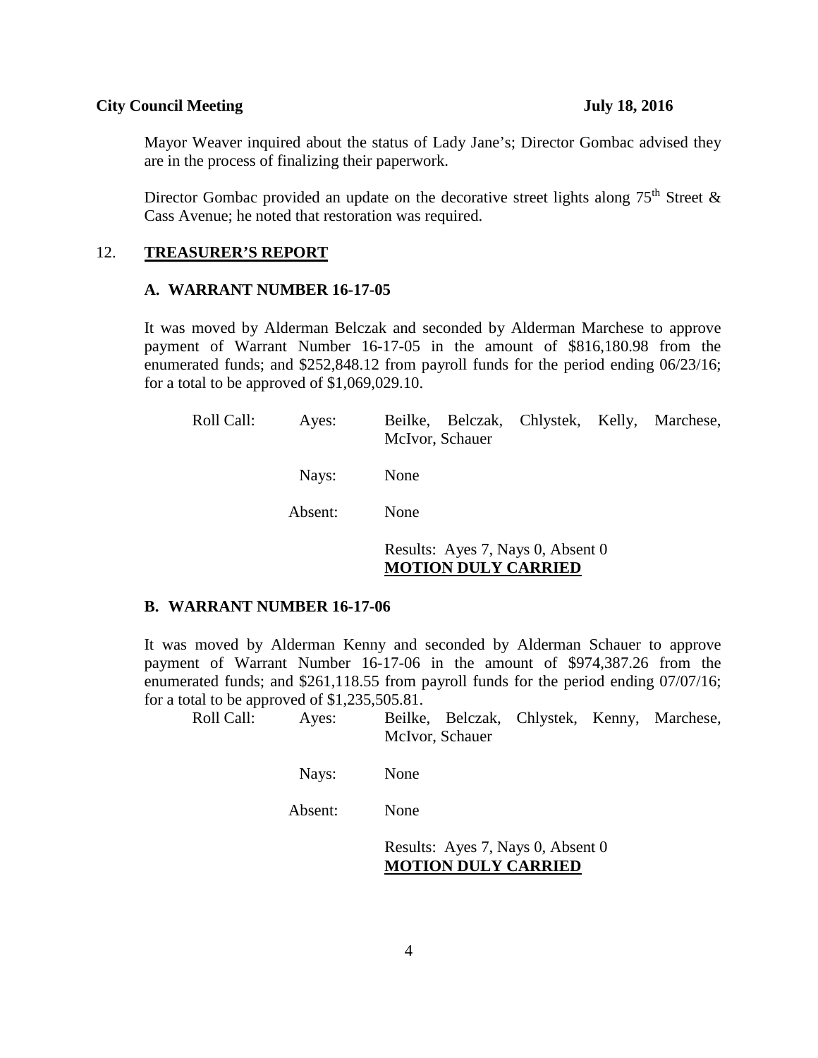Mayor Weaver inquired about the status of Lady Jane's; Director Gombac advised they are in the process of finalizing their paperwork.

Director Gombac provided an update on the decorative street lights along 75th Street & Cass Avenue; he noted that restoration was required.

## 12. **TREASURER'S REPORT**

### A. WARRANT NUMBER 16-17-05

It was moved by Alderman Belczak and seconded by Alderman Marchese to approve payment of Warrant Number 16-17-05 in the amount of $816,180.98 from the enumerated funds; and $252,848.12 from payroll funds for the period ending 06/23/16; for a total to be approved of $1,069,029.10.

Roll Call: Ayes: Beilke, Belczak, Chlystek, Kelly, Marchese, McIvor, Schauer

Nays: None

Absent: None

Results: Ayes 7, Nays 0, Absent 0
**MOTION DULY CARRIED**

### B. WARRANT NUMBER 16-17-06

It was moved by Alderman Kenny and seconded by Alderman Schauer to approve payment of Warrant Number 16-17-06 in the amount of $974,387.26 from the enumerated funds; and $261,118.55 from payroll funds for the period ending 07/07/16; for a total to be approved of $1,235,505.81.

Roll Call: Ayes: Beilke, Belczak, Chlystek, Kenny, Marchese, McIvor, Schauer

Nays: None

Absent: None

Results: Ayes 7, Nays 0, Absent 0
**MOTION DULY CARRIED**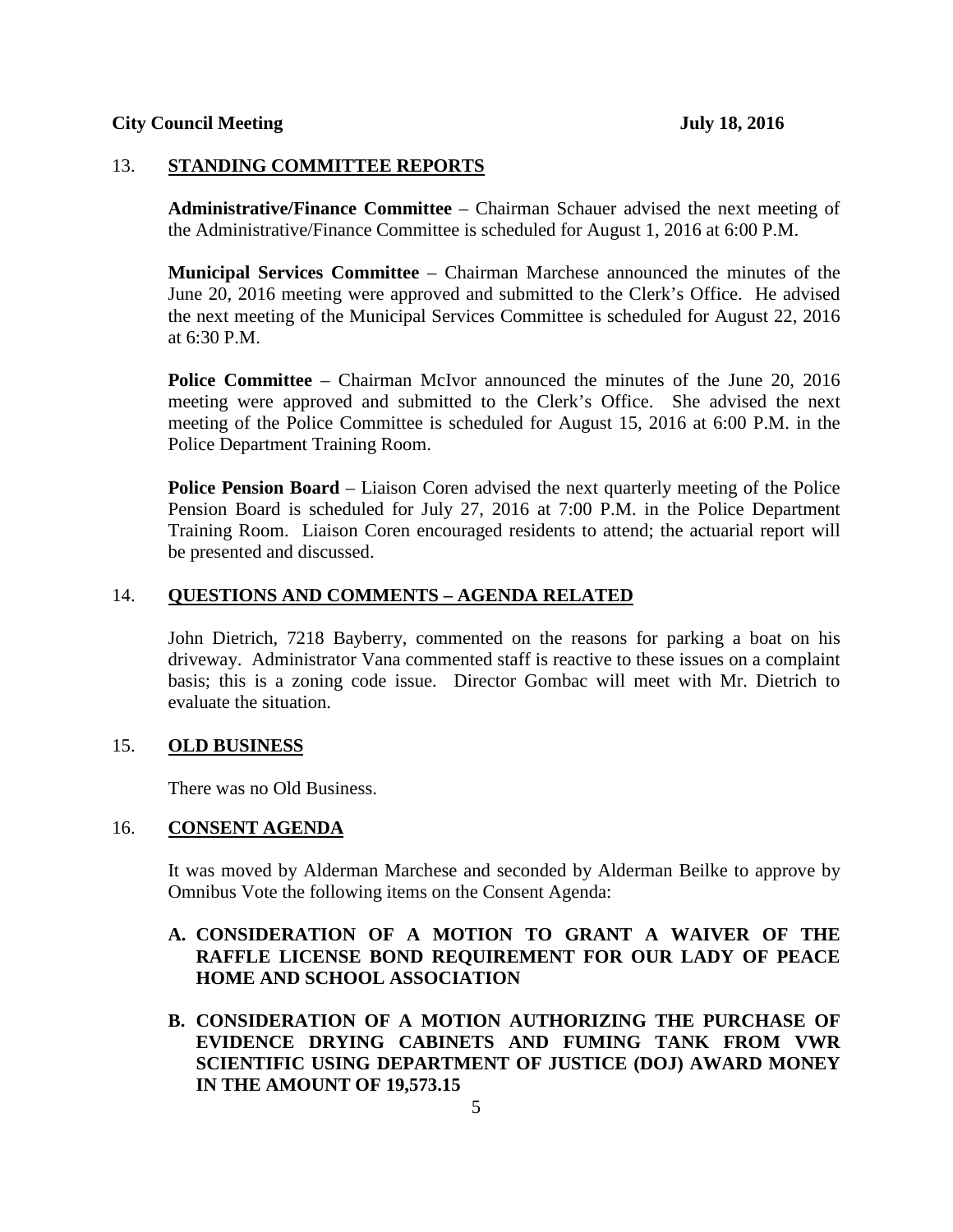## 13. STANDING COMMITTEE REPORTS

**Administrative/Finance Committee** – Chairman Schauer advised the next meeting of the Administrative/Finance Committee is scheduled for August 1, 2016 at 6:00 P.M.

**Municipal Services Committee** – Chairman Marchese announced the minutes of the June 20, 2016 meeting were approved and submitted to the Clerk's Office. He advised the next meeting of the Municipal Services Committee is scheduled for August 22, 2016 at 6:30 P.M.

**Police Committee** – Chairman McIvor announced the minutes of the June 20, 2016 meeting were approved and submitted to the Clerk's Office. She advised the next meeting of the Police Committee is scheduled for August 15, 2016 at 6:00 P.M. in the Police Department Training Room.

**Police Pension Board** – Liaison Coren advised the next quarterly meeting of the Police Pension Board is scheduled for July 27, 2016 at 7:00 P.M. in the Police Department Training Room. Liaison Coren encouraged residents to attend; the actuarial report will be presented and discussed.

## 14. QUESTIONS AND COMMENTS – AGENDA RELATED

John Dietrich, 7218 Bayberry, commented on the reasons for parking a boat on his driveway. Administrator Vana commented staff is reactive to these issues on a complaint basis; this is a zoning code issue. Director Gombac will meet with Mr. Dietrich to evaluate the situation.

## 15. OLD BUSINESS

There was no Old Business.

## 16. CONSENT AGENDA

It was moved by Alderman Marchese and seconded by Alderman Beilke to approve by Omnibus Vote the following items on the Consent Agenda:

**A. CONSIDERATION OF A MOTION TO GRANT A WAIVER OF THE RAFFLE LICENSE BOND REQUIREMENT FOR OUR LADY OF PEACE HOME AND SCHOOL ASSOCIATION**

**B. CONSIDERATION OF A MOTION AUTHORIZING THE PURCHASE OF EVIDENCE DRYING CABINETS AND FUMING TANK FROM VWR SCIENTIFIC USING DEPARTMENT OF JUSTICE (DOJ) AWARD MONEY IN THE AMOUNT OF 19,573.15**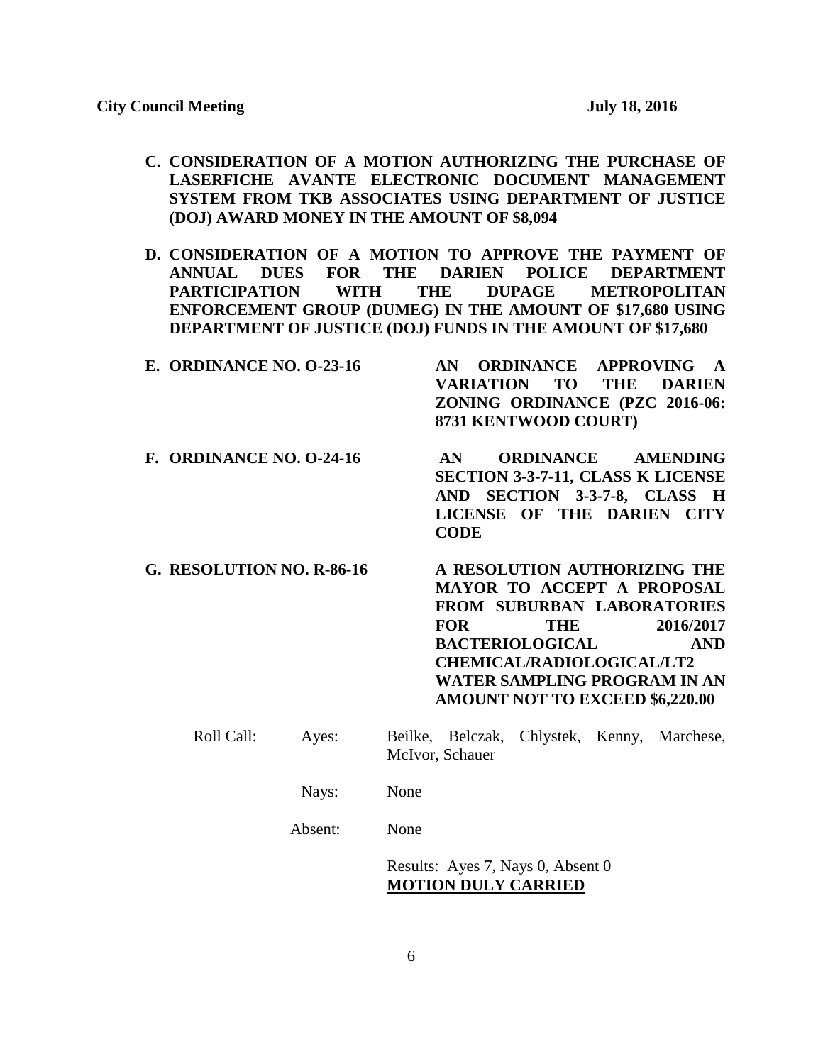**C. CONSIDERATION OF A MOTION AUTHORIZING THE PURCHASE OF LASERFICHE AVANTE ELECTRONIC DOCUMENT MANAGEMENT SYSTEM FROM TKB ASSOCIATES USING DEPARTMENT OF JUSTICE (DOJ) AWARD MONEY IN THE AMOUNT OF $8,094**

**D. CONSIDERATION OF A MOTION TO APPROVE THE PAYMENT OF ANNUAL DUES FOR THE DARIEN POLICE DEPARTMENT PARTICIPATION WITH THE DUPAGE METROPOLITAN ENFORCEMENT GROUP (DUMEG) IN THE AMOUNT OF $17,680 USING DEPARTMENT OF JUSTICE (DOJ) FUNDS IN THE AMOUNT OF $17,680**

**E. ORDINANCE NO. O-23-16** — **AN ORDINANCE APPROVING A VARIATION TO THE DARIEN ZONING ORDINANCE (PZC 2016-06: 8731 KENTWOOD COURT)**

**F. ORDINANCE NO. O-24-16** — **AN ORDINANCE AMENDING SECTION 3-3-7-11, CLASS K LICENSE AND SECTION 3-3-7-8, CLASS H LICENSE OF THE DARIEN CITY CODE**

**G. RESOLUTION NO. R-86-16** — **A RESOLUTION AUTHORIZING THE MAYOR TO ACCEPT A PROPOSAL FROM SUBURBAN LABORATORIES FOR THE 2016/2017 BACTERIOLOGICAL AND CHEMICAL/RADIOLOGICAL/LT2 WATER SAMPLING PROGRAM IN AN AMOUNT NOT TO EXCEED $6,220.00**

Roll Call: Ayes: Beilke, Belczak, Chlystek, Kenny, Marchese, McIvor, Schauer

Nays: None

Absent: None

Results: Ayes 7, Nays 0, Absent 0

**MOTION DULY CARRIED**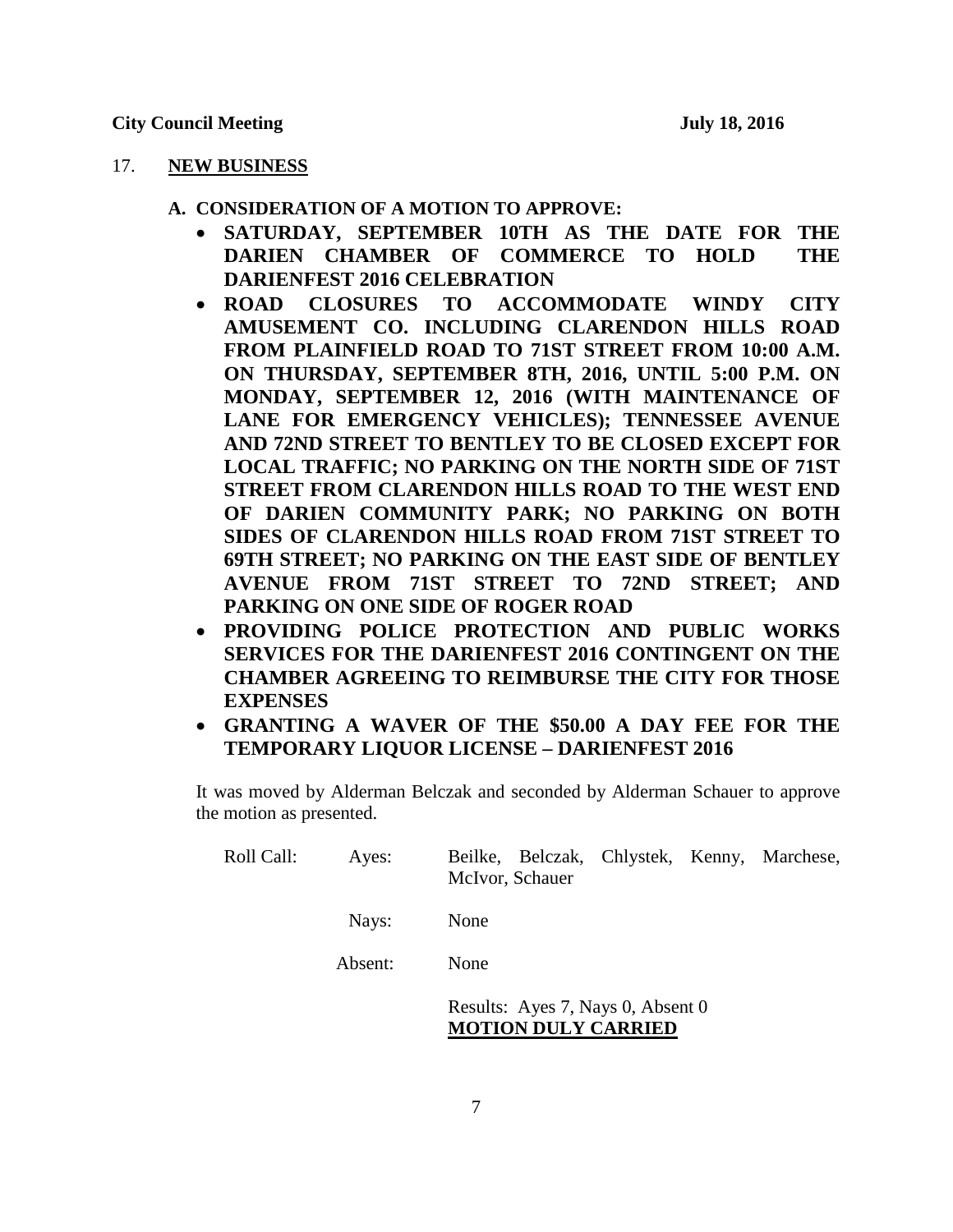## 17. **NEW BUSINESS**

**A. CONSIDERATION OF A MOTION TO APPROVE:**

- **SATURDAY, SEPTEMBER 10TH AS THE DATE FOR THE DARIEN CHAMBER OF COMMERCE TO HOLD THE DARIENFEST 2016 CELEBRATION**
- **ROAD CLOSURES TO ACCOMMODATE WINDY CITY AMUSEMENT CO. INCLUDING CLARENDON HILLS ROAD FROM PLAINFIELD ROAD TO 71ST STREET FROM 10:00 A.M. ON THURSDAY, SEPTEMBER 8TH, 2016, UNTIL 5:00 P.M. ON MONDAY, SEPTEMBER 12, 2016 (WITH MAINTENANCE OF LANE FOR EMERGENCY VEHICLES); TENNESSEE AVENUE AND 72ND STREET TO BENTLEY TO BE CLOSED EXCEPT FOR LOCAL TRAFFIC; NO PARKING ON THE NORTH SIDE OF 71ST STREET FROM CLARENDON HILLS ROAD TO THE WEST END OF DARIEN COMMUNITY PARK; NO PARKING ON BOTH SIDES OF CLARENDON HILLS ROAD FROM 71ST STREET TO 69TH STREET; NO PARKING ON THE EAST SIDE OF BENTLEY AVENUE FROM 71ST STREET TO 72ND STREET; AND PARKING ON ONE SIDE OF ROGER ROAD**
- **PROVIDING POLICE PROTECTION AND PUBLIC WORKS SERVICES FOR THE DARIENFEST 2016 CONTINGENT ON THE CHAMBER AGREEING TO REIMBURSE THE CITY FOR THOSE EXPENSES**
- **GRANTING A WAVER OF THE $50.00 A DAY FEE FOR THE TEMPORARY LIQUOR LICENSE – DARIENFEST 2016**

It was moved by Alderman Belczak and seconded by Alderman Schauer to approve the motion as presented.

Roll Call: Ayes: Beilke, Belczak, Chlystek, Kenny, Marchese, McIvor, Schauer

Nays: None

Absent: None

Results: Ayes 7, Nays 0, Absent 0
**MOTION DULY CARRIED**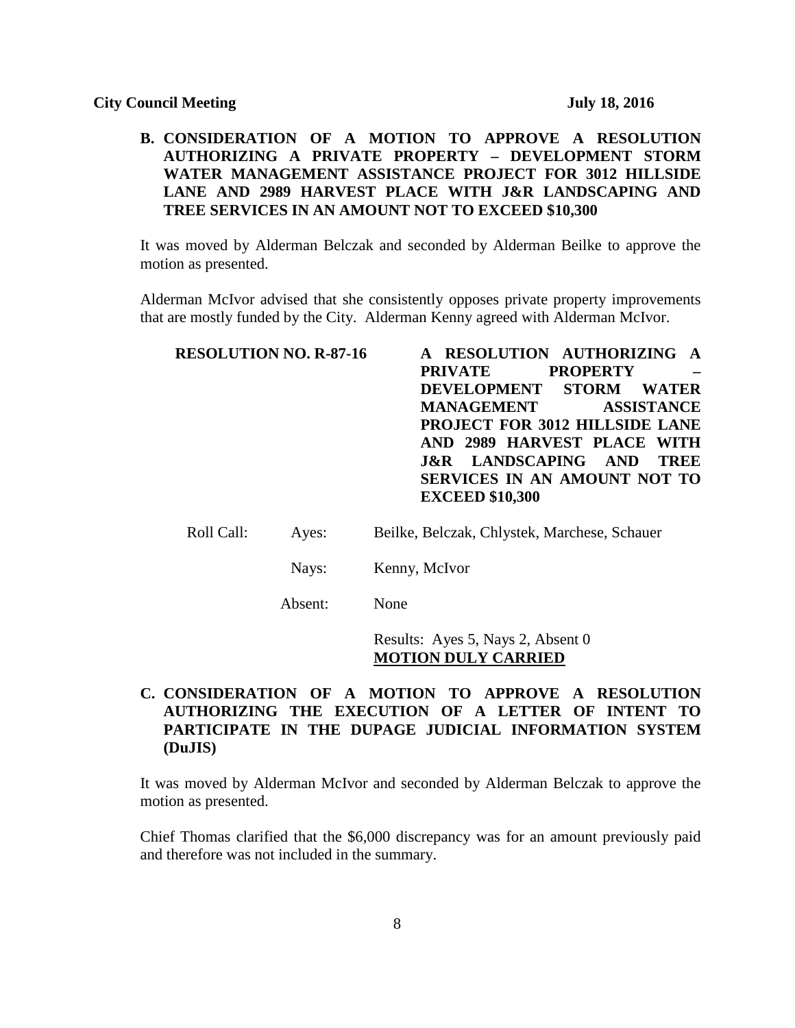**B. CONSIDERATION OF A MOTION TO APPROVE A RESOLUTION AUTHORIZING A PRIVATE PROPERTY – DEVELOPMENT STORM WATER MANAGEMENT ASSISTANCE PROJECT FOR 3012 HILLSIDE LANE AND 2989 HARVEST PLACE WITH J&R LANDSCAPING AND TREE SERVICES IN AN AMOUNT NOT TO EXCEED $10,300**

It was moved by Alderman Belczak and seconded by Alderman Beilke to approve the motion as presented.

Alderman McIvor advised that she consistently opposes private property improvements that are mostly funded by the City. Alderman Kenny agreed with Alderman McIvor.

**RESOLUTION NO. R-87-16** — **A RESOLUTION AUTHORIZING A PRIVATE PROPERTY – DEVELOPMENT STORM WATER MANAGEMENT ASSISTANCE PROJECT FOR 3012 HILLSIDE LANE AND 2989 HARVEST PLACE WITH J&R LANDSCAPING AND TREE SERVICES IN AN AMOUNT NOT TO EXCEED $10,300**

Roll Call: Ayes: Beilke, Belczak, Chlystek, Marchese, Schauer

Nays: Kenny, McIvor

Absent: None

Results: Ayes 5, Nays 2, Absent 0
**MOTION DULY CARRIED**

**C. CONSIDERATION OF A MOTION TO APPROVE A RESOLUTION AUTHORIZING THE EXECUTION OF A LETTER OF INTENT TO PARTICIPATE IN THE DUPAGE JUDICIAL INFORMATION SYSTEM (DuJIS)**

It was moved by Alderman McIvor and seconded by Alderman Belczak to approve the motion as presented.

Chief Thomas clarified that the $6,000 discrepancy was for an amount previously paid and therefore was not included in the summary.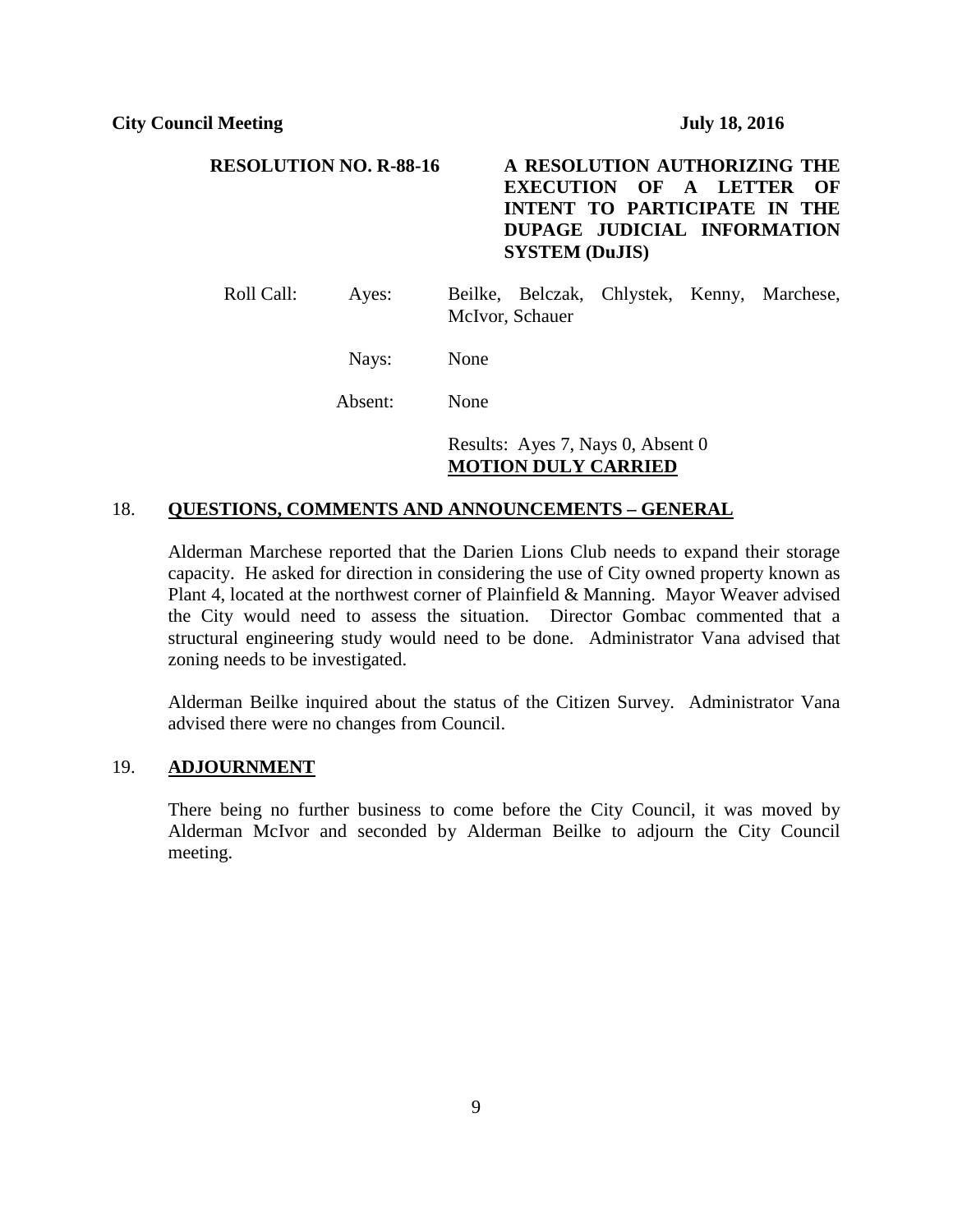**RESOLUTION NO. R-88-16** — **A RESOLUTION AUTHORIZING THE EXECUTION OF A LETTER OF INTENT TO PARTICIPATE IN THE DUPAGE JUDICIAL INFORMATION SYSTEM (DuJIS)**

Roll Call: Ayes: Beilke, Belczak, Chlystek, Kenny, Marchese, McIvor, Schauer

Nays: None

Absent: None

Results: Ayes 7, Nays 0, Absent 0
**MOTION DULY CARRIED**

## 18. QUESTIONS, COMMENTS AND ANNOUNCEMENTS – GENERAL

Alderman Marchese reported that the Darien Lions Club needs to expand their storage capacity. He asked for direction in considering the use of City owned property known as Plant 4, located at the northwest corner of Plainfield & Manning. Mayor Weaver advised the City would need to assess the situation. Director Gombac commented that a structural engineering study would need to be done. Administrator Vana advised that zoning needs to be investigated.

Alderman Beilke inquired about the status of the Citizen Survey. Administrator Vana advised there were no changes from Council.

## 19. ADJOURNMENT

There being no further business to come before the City Council, it was moved by Alderman McIvor and seconded by Alderman Beilke to adjourn the City Council meeting.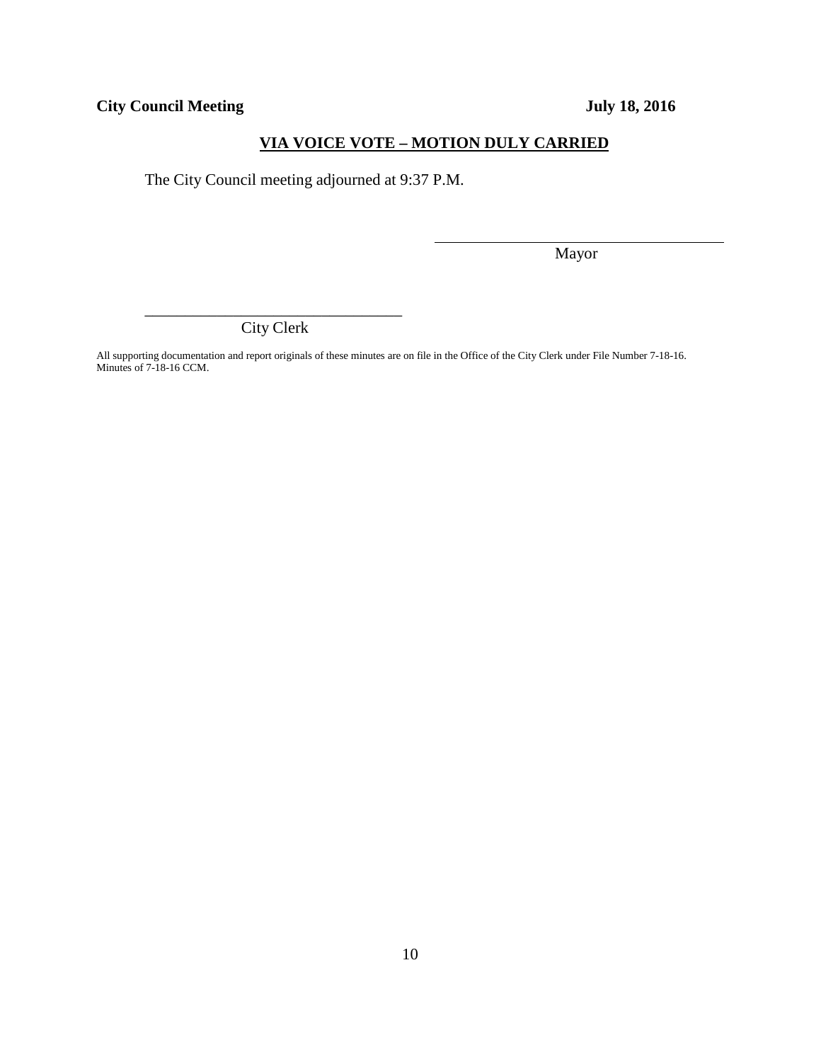**VIA VOICE VOTE – MOTION DULY CARRIED**

The City Council meeting adjourned at 9:37 P.M.

\_\_\_\_\_\_\_\_\_\_\_\_\_\_\_\_\_\_\_\_\_\_\_\_\_\_\_\_\_\_\_\_\_\_\_\_\_\_
Mayor

\_\_\_\_\_\_\_\_\_\_\_\_\_\_\_\_\_\_\_\_\_\_\_\_\_\_\_\_\_\_\_\_\_\_
City Clerk

All supporting documentation and report originals of these minutes are on file in the Office of the City Clerk under File Number 7-18-16.
Minutes of 7-18-16 CCM.